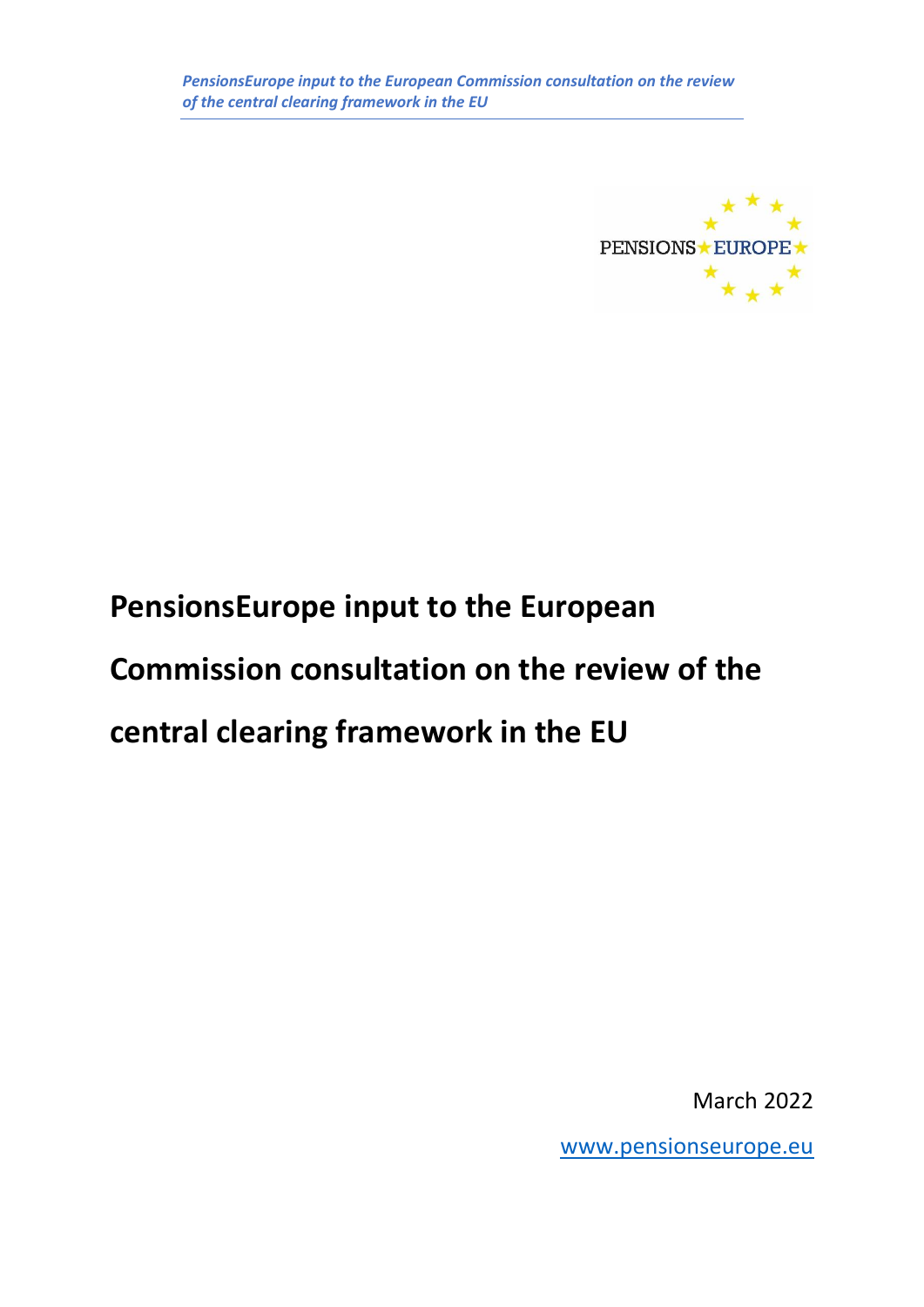# PensionsEurope input to the European Commission consultation on the review of the central clearing framework in the EU

March 2022

www.pensionseurope.eu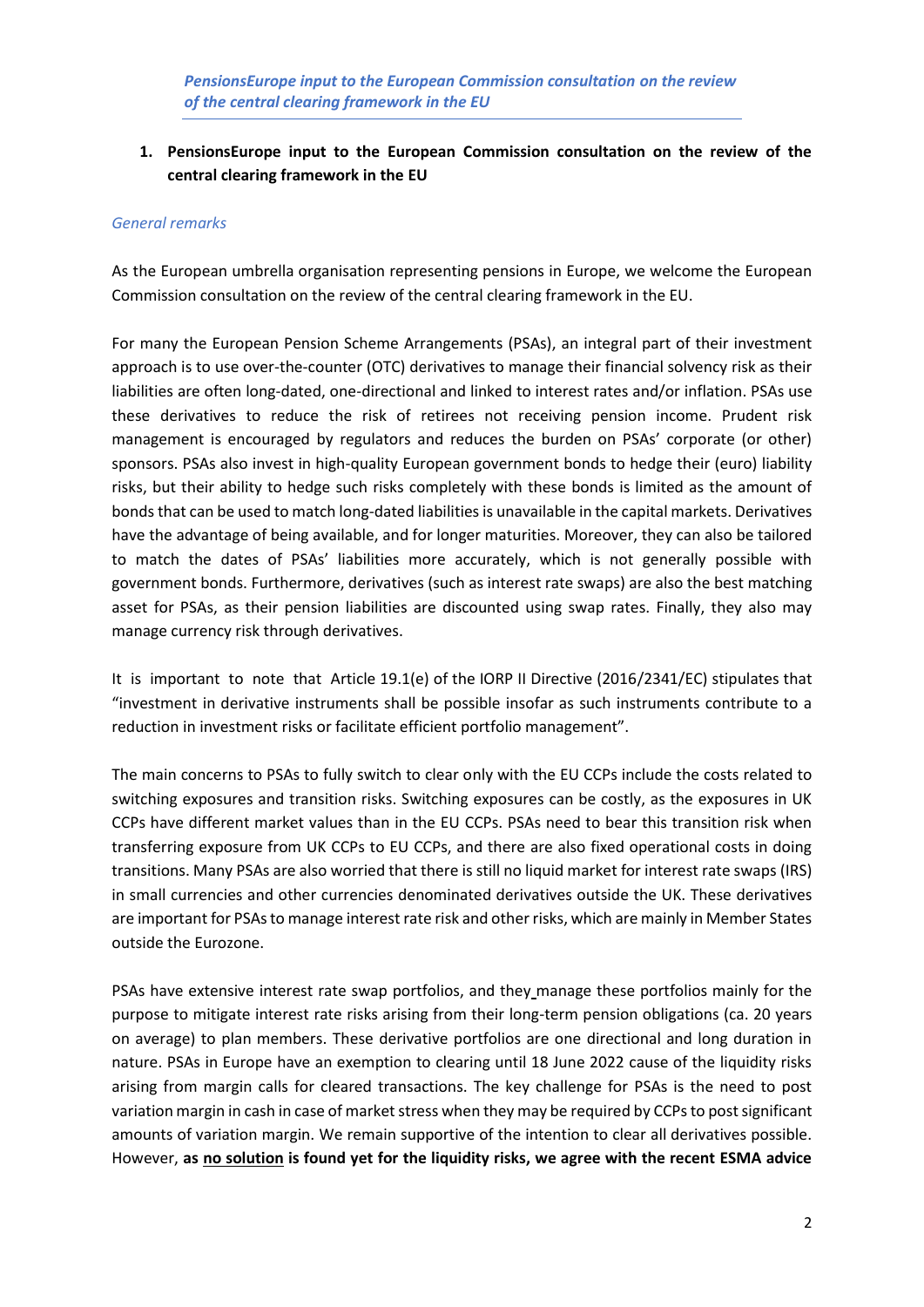*PensionsEurope input to the European Commission consultation on the review of the central clearing framework in the EU*

1. **PensionsEurope input to the European Commission consultation on the review of the central clearing framework in the EU**

*General remarks*

As the European umbrella organisation representing pensions in Europe, we welcome the European Commission consultation on the review of the central clearing framework in the EU.

For many the European Pension Scheme Arrangements (PSAs), an integral part of their investment approach is to use over-the-counter (OTC) derivatives to manage their financial solvency risk as their liabilities are often long-dated, one-directional and linked to interest rates and/or inflation. PSAs use these derivatives to reduce the risk of retirees not receiving pension income. Prudent risk management is encouraged by regulators and reduces the burden on PSAs' corporate (or other) sponsors. PSAs also invest in high-quality European government bonds to hedge their (euro) liability risks, but their ability to hedge such risks completely with these bonds is limited as the amount of bonds that can be used to match long-dated liabilities is unavailable in the capital markets. Derivatives have the advantage of being available, and for longer maturities. Moreover, they can also be tailored to match the dates of PSAs' liabilities more accurately, which is not generally possible with government bonds. Furthermore, derivatives (such as interest rate swaps) are also the best matching asset for PSAs, as their pension liabilities are discounted using swap rates. Finally, they also may manage currency risk through derivatives.

It is important to note that Article 19.1(e) of the IORP II Directive (2016/2341/EC) stipulates that "investment in derivative instruments shall be possible insofar as such instruments contribute to a reduction in investment risks or facilitate efficient portfolio management".

The main concerns to PSAs to fully switch to clear only with the EU CCPs include the costs related to switching exposures and transition risks. Switching exposures can be costly, as the exposures in UK CCPs have different market values than in the EU CCPs. PSAs need to bear this transition risk when transferring exposure from UK CCPs to EU CCPs, and there are also fixed operational costs in doing transitions. Many PSAs are also worried that there is still no liquid market for interest rate swaps (IRS) in small currencies and other currencies denominated derivatives outside the UK. These derivatives are important for PSAs to manage interest rate risk and other risks, which are mainly in Member States outside the Eurozone.

PSAs have extensive interest rate swap portfolios, and they manage these portfolios mainly for the purpose to mitigate interest rate risks arising from their long-term pension obligations (ca. 20 years on average) to plan members. These derivative portfolios are one directional and long duration in nature. PSAs in Europe have an exemption to clearing until 18 June 2022 cause of the liquidity risks arising from margin calls for cleared transactions. The key challenge for PSAs is the need to post variation margin in cash in case of market stress when they may be required by CCPs to post significant amounts of variation margin. We remain supportive of the intention to clear all derivatives possible. However, **as <u>no solution</u> is found yet for the liquidity risks, we agree with the recent ESMA advice**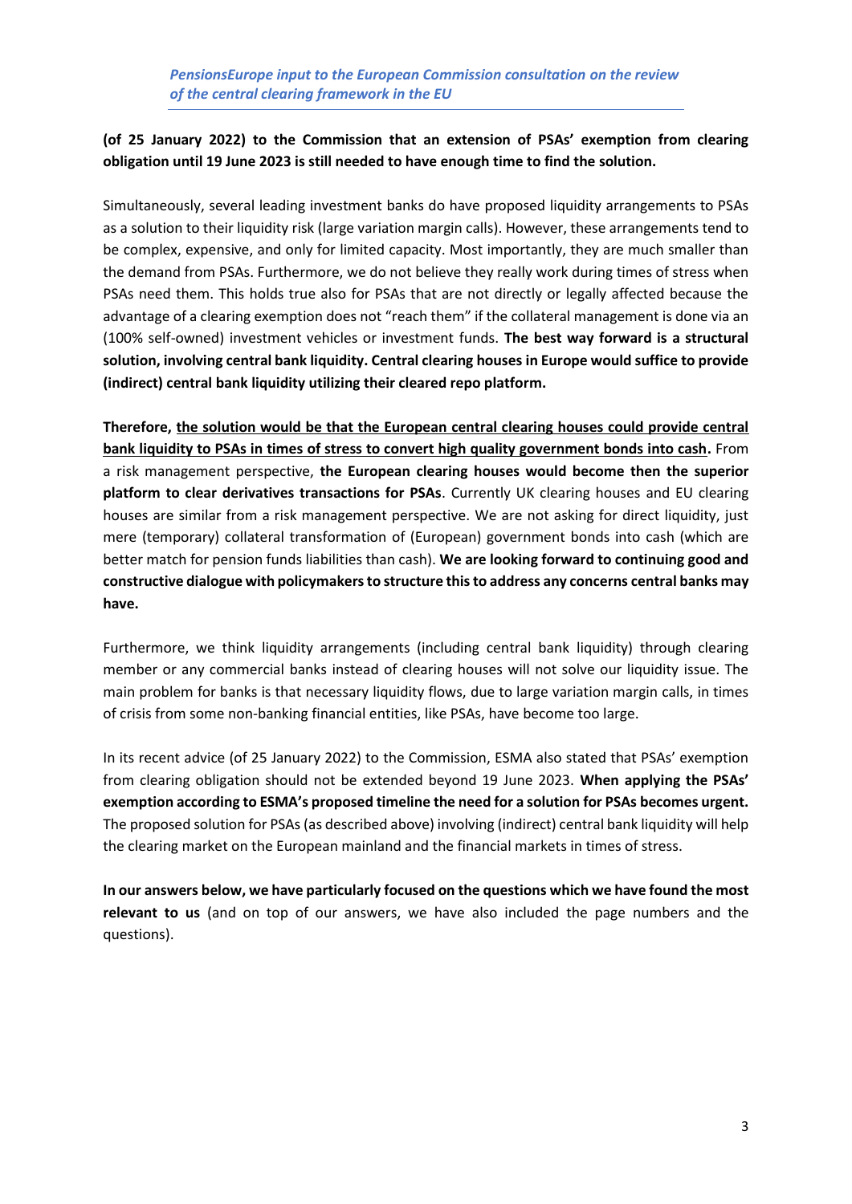**(of 25 January 2022) to the Commission that an extension of PSAs' exemption from clearing obligation until 19 June 2023 is still needed to have enough time to find the solution.**

Simultaneously, several leading investment banks do have proposed liquidity arrangements to PSAs as a solution to their liquidity risk (large variation margin calls). However, these arrangements tend to be complex, expensive, and only for limited capacity. Most importantly, they are much smaller than the demand from PSAs. Furthermore, we do not believe they really work during times of stress when PSAs need them. This holds true also for PSAs that are not directly or legally affected because the advantage of a clearing exemption does not "reach them" if the collateral management is done via an (100% self-owned) investment vehicles or investment funds. **The best way forward is a structural solution, involving central bank liquidity. Central clearing houses in Europe would suffice to provide (indirect) central bank liquidity utilizing their cleared repo platform.**

**Therefore, <u>the solution would be that the European central clearing houses could provide central bank liquidity to PSAs in times of stress to convert high quality government bonds into cash</u>.** From a risk management perspective, **the European clearing houses would become then the superior platform to clear derivatives transactions for PSAs**. Currently UK clearing houses and EU clearing houses are similar from a risk management perspective. We are not asking for direct liquidity, just mere (temporary) collateral transformation of (European) government bonds into cash (which are better match for pension funds liabilities than cash). **We are looking forward to continuing good and constructive dialogue with policymakers to structure this to address any concerns central banks may have.**

Furthermore, we think liquidity arrangements (including central bank liquidity) through clearing member or any commercial banks instead of clearing houses will not solve our liquidity issue. The main problem for banks is that necessary liquidity flows, due to large variation margin calls, in times of crisis from some non-banking financial entities, like PSAs, have become too large.

In its recent advice (of 25 January 2022) to the Commission, ESMA also stated that PSAs' exemption from clearing obligation should not be extended beyond 19 June 2023. **When applying the PSAs' exemption according to ESMA's proposed timeline the need for a solution for PSAs becomes urgent.** The proposed solution for PSAs (as described above) involving (indirect) central bank liquidity will help the clearing market on the European mainland and the financial markets in times of stress.

**In our answers below, we have particularly focused on the questions which we have found the most relevant to us** (and on top of our answers, we have also included the page numbers and the questions).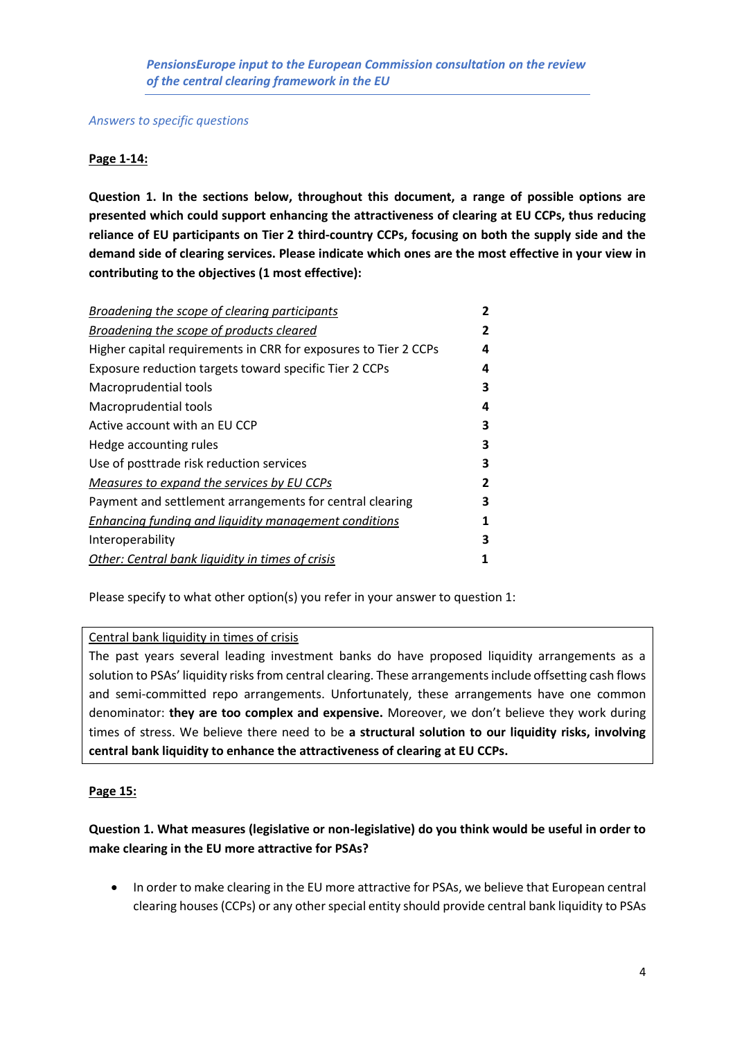*PensionsEurope input to the European Commission consultation on the review of the central clearing framework in the EU*

*Answers to specific questions*

**Page 1-14:**

**Question 1. In the sections below, throughout this document, a range of possible options are presented which could support enhancing the attractiveness of clearing at EU CCPs, thus reducing reliance of EU participants on Tier 2 third-country CCPs, focusing on both the supply side and the demand side of clearing services. Please indicate which ones are the most effective in your view in contributing to the objectives (1 most effective):**

| Option | Rank |
| --- | --- |
| *Broadening the scope of clearing participants* | **2** |
| *Broadening the scope of products cleared* | **2** |
| Higher capital requirements in CRR for exposures to Tier 2 CCPs | **4** |
| Exposure reduction targets toward specific Tier 2 CCPs | **4** |
| Macroprudential tools | **3** |
| Macroprudential tools | **4** |
| Active account with an EU CCP | **3** |
| Hedge accounting rules | **3** |
| Use of posttrade risk reduction services | **3** |
| *Measures to expand the services by EU CCPs* | **2** |
| Payment and settlement arrangements for central clearing | **3** |
| *Enhancing funding and liquidity management conditions* | **1** |
| Interoperability | **3** |
| *Other: Central bank liquidity in times of crisis* | **1** |

Please specify to what other option(s) you refer in your answer to question 1:

> Central bank liquidity in times of crisis
>
> The past years several leading investment banks do have proposed liquidity arrangements as a solution to PSAs' liquidity risks from central clearing. These arrangements include offsetting cash flows and semi-committed repo arrangements. Unfortunately, these arrangements have one common denominator: **they are too complex and expensive.** Moreover, we don't believe they work during times of stress. We believe there need to be **a structural solution to our liquidity risks, involving central bank liquidity to enhance the attractiveness of clearing at EU CCPs.**

**Page 15:**

**Question 1. What measures (legislative or non-legislative) do you think would be useful in order to make clearing in the EU more attractive for PSAs?**

- In order to make clearing in the EU more attractive for PSAs, we believe that European central clearing houses (CCPs) or any other special entity should provide central bank liquidity to PSAs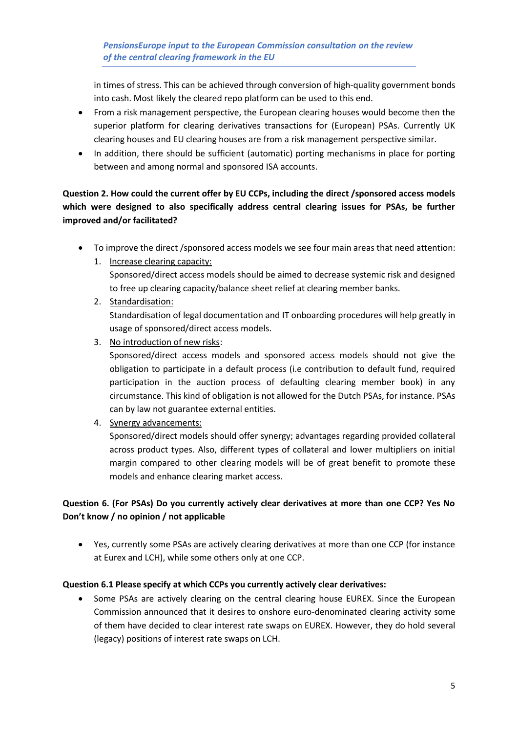in times of stress. This can be achieved through conversion of high-quality government bonds into cash. Most likely the cleared repo platform can be used to this end.

- From a risk management perspective, the European clearing houses would become then the superior platform for clearing derivatives transactions for (European) PSAs. Currently UK clearing houses and EU clearing houses are from a risk management perspective similar.
- In addition, there should be sufficient (automatic) porting mechanisms in place for porting between and among normal and sponsored ISA accounts.

**Question 2. How could the current offer by EU CCPs, including the direct /sponsored access models which were designed to also specifically address central clearing issues for PSAs, be further improved and/or facilitated?**

- To improve the direct /sponsored access models we see four main areas that need attention:
  1. <u>Increase clearing capacity:</u>
     Sponsored/direct access models should be aimed to decrease systemic risk and designed to free up clearing capacity/balance sheet relief at clearing member banks.
  2. <u>Standardisation:</u>
     Standardisation of legal documentation and IT onboarding procedures will help greatly in usage of sponsored/direct access models.
  3. <u>No introduction of new risks</u>:
     Sponsored/direct access models and sponsored access models should not give the obligation to participate in a default process (i.e contribution to default fund, required participation in the auction process of defaulting clearing member book) in any circumstance. This kind of obligation is not allowed for the Dutch PSAs, for instance. PSAs can by law not guarantee external entities.
  4. <u>Synergy advancements:</u>
     Sponsored/direct models should offer synergy; advantages regarding provided collateral across product types. Also, different types of collateral and lower multipliers on initial margin compared to other clearing models will be of great benefit to promote these models and enhance clearing market access.

**Question 6. (For PSAs) Do you currently actively clear derivatives at more than one CCP? Yes No Don't know / no opinion / not applicable**

- Yes, currently some PSAs are actively clearing derivatives at more than one CCP (for instance at Eurex and LCH), while some others only at one CCP.

**Question 6.1 Please specify at which CCPs you currently actively clear derivatives:**

- Some PSAs are actively clearing on the central clearing house EUREX. Since the European Commission announced that it desires to onshore euro-denominated clearing activity some of them have decided to clear interest rate swaps on EUREX. However, they do hold several (legacy) positions of interest rate swaps on LCH.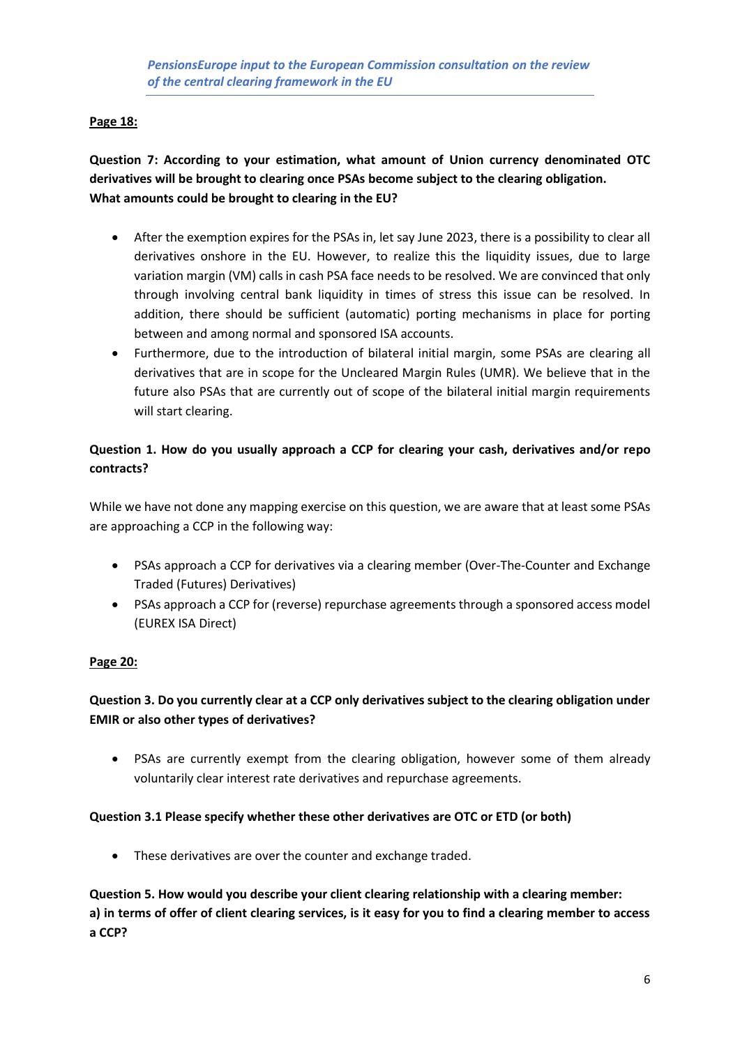**Page 18:**

**Question 7: According to your estimation, what amount of Union currency denominated OTC derivatives will be brought to clearing once PSAs become subject to the clearing obligation. What amounts could be brought to clearing in the EU?**

- After the exemption expires for the PSAs in, let say June 2023, there is a possibility to clear all derivatives onshore in the EU. However, to realize this the liquidity issues, due to large variation margin (VM) calls in cash PSA face needs to be resolved. We are convinced that only through involving central bank liquidity in times of stress this issue can be resolved. In addition, there should be sufficient (automatic) porting mechanisms in place for porting between and among normal and sponsored ISA accounts.
- Furthermore, due to the introduction of bilateral initial margin, some PSAs are clearing all derivatives that are in scope for the Uncleared Margin Rules (UMR). We believe that in the future also PSAs that are currently out of scope of the bilateral initial margin requirements will start clearing.

**Question 1. How do you usually approach a CCP for clearing your cash, derivatives and/or repo contracts?**

While we have not done any mapping exercise on this question, we are aware that at least some PSAs are approaching a CCP in the following way:

- PSAs approach a CCP for derivatives via a clearing member (Over-The-Counter and Exchange Traded (Futures) Derivatives)
- PSAs approach a CCP for (reverse) repurchase agreements through a sponsored access model (EUREX ISA Direct)

**Page 20:**

**Question 3. Do you currently clear at a CCP only derivatives subject to the clearing obligation under EMIR or also other types of derivatives?**

- PSAs are currently exempt from the clearing obligation, however some of them already voluntarily clear interest rate derivatives and repurchase agreements.

**Question 3.1 Please specify whether these other derivatives are OTC or ETD (or both)**

- These derivatives are over the counter and exchange traded.

**Question 5. How would you describe your client clearing relationship with a clearing member:**
**a) in terms of offer of client clearing services, is it easy for you to find a clearing member to access a CCP?**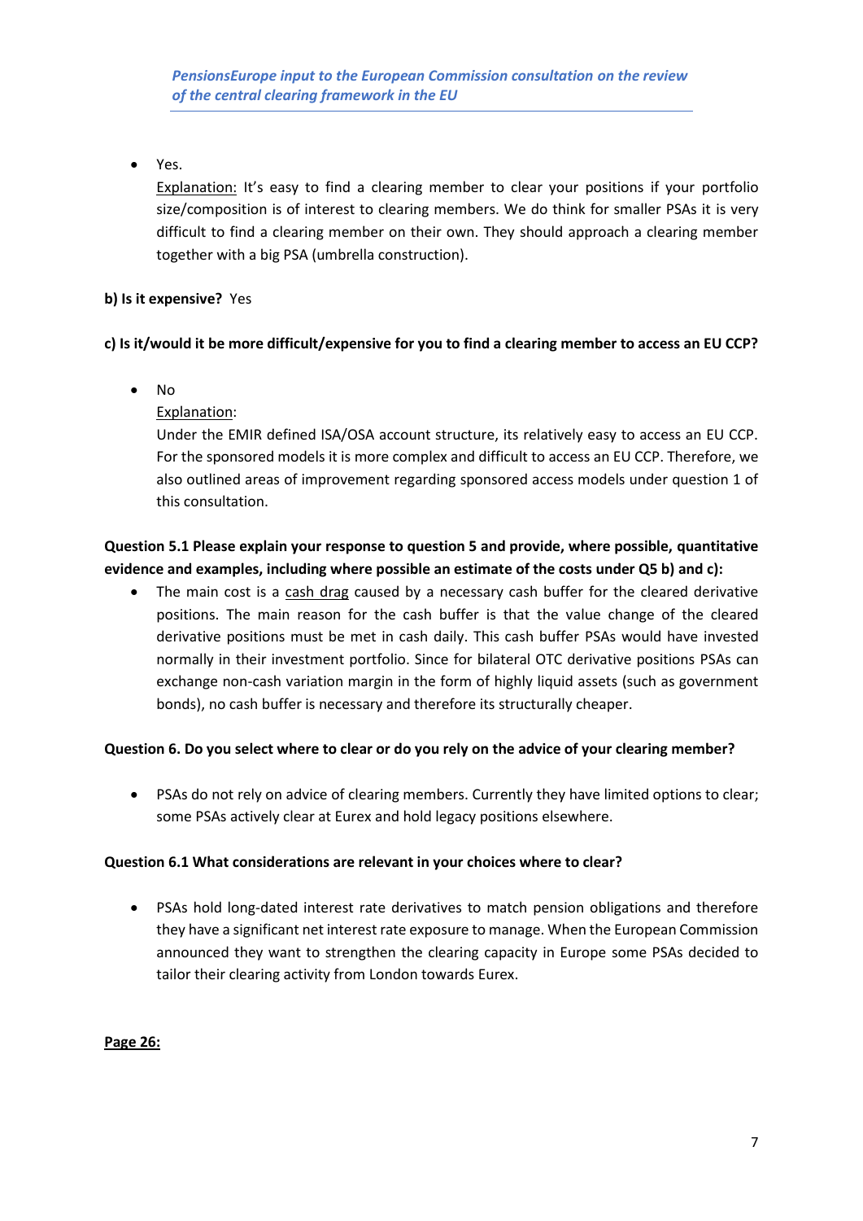- Yes.
  Explanation: It's easy to find a clearing member to clear your positions if your portfolio size/composition is of interest to clearing members. We do think for smaller PSAs it is very difficult to find a clearing member on their own. They should approach a clearing member together with a big PSA (umbrella construction).

**b) Is it expensive?** Yes

**c) Is it/would it be more difficult/expensive for you to find a clearing member to access an EU CCP?**

- No
  Explanation:
  Under the EMIR defined ISA/OSA account structure, its relatively easy to access an EU CCP. For the sponsored models it is more complex and difficult to access an EU CCP. Therefore, we also outlined areas of improvement regarding sponsored access models under question 1 of this consultation.

**Question 5.1 Please explain your response to question 5 and provide, where possible, quantitative evidence and examples, including where possible an estimate of the costs under Q5 b) and c):**

- The main cost is a cash drag caused by a necessary cash buffer for the cleared derivative positions. The main reason for the cash buffer is that the value change of the cleared derivative positions must be met in cash daily. This cash buffer PSAs would have invested normally in their investment portfolio. Since for bilateral OTC derivative positions PSAs can exchange non-cash variation margin in the form of highly liquid assets (such as government bonds), no cash buffer is necessary and therefore its structurally cheaper.

**Question 6. Do you select where to clear or do you rely on the advice of your clearing member?**

- PSAs do not rely on advice of clearing members. Currently they have limited options to clear; some PSAs actively clear at Eurex and hold legacy positions elsewhere.

**Question 6.1 What considerations are relevant in your choices where to clear?**

- PSAs hold long-dated interest rate derivatives to match pension obligations and therefore they have a significant net interest rate exposure to manage. When the European Commission announced they want to strengthen the clearing capacity in Europe some PSAs decided to tailor their clearing activity from London towards Eurex.

**Page 26:**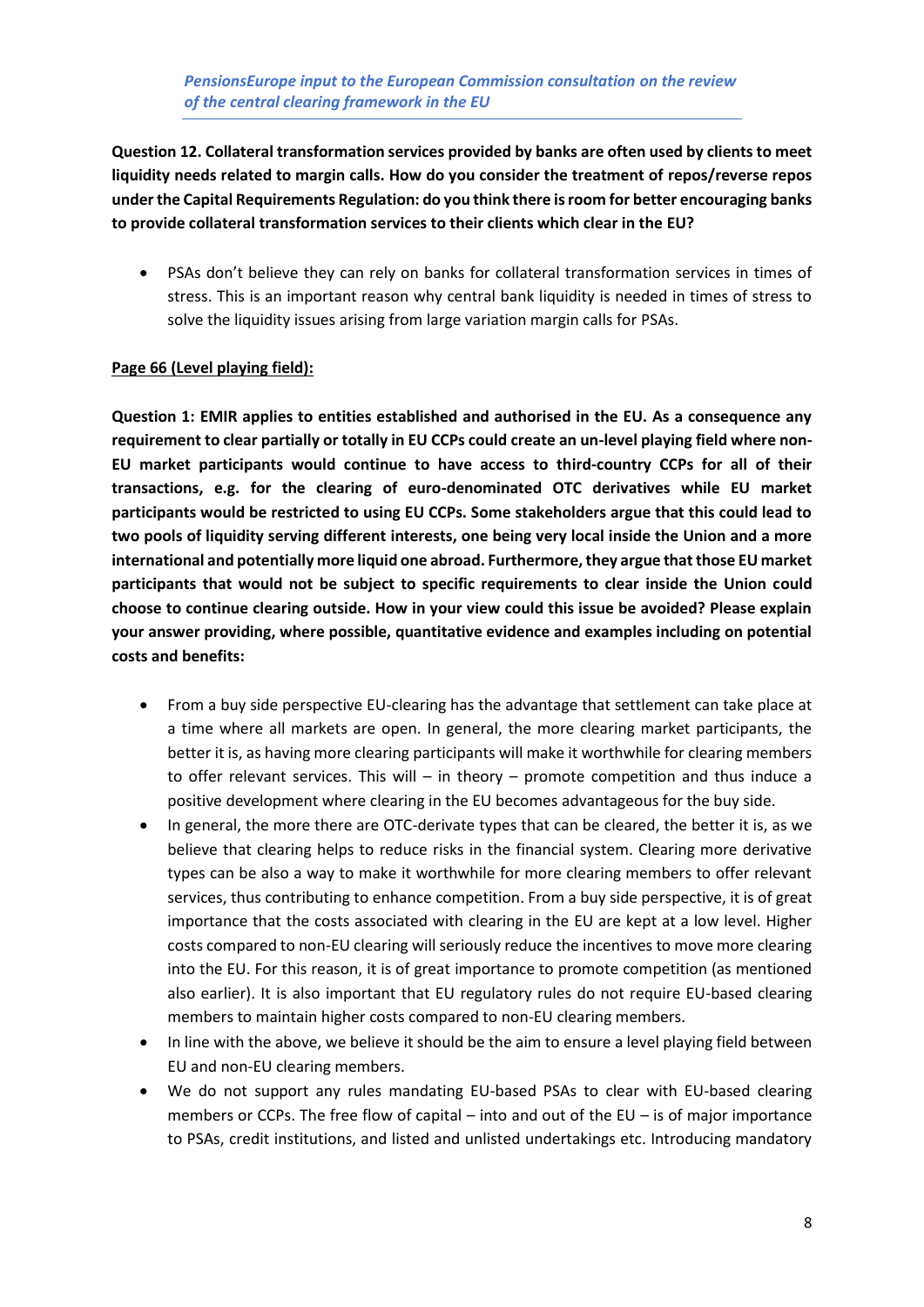**Question 12. Collateral transformation services provided by banks are often used by clients to meet liquidity needs related to margin calls. How do you consider the treatment of repos/reverse repos under the Capital Requirements Regulation: do you think there is room for better encouraging banks to provide collateral transformation services to their clients which clear in the EU?**

- PSAs don't believe they can rely on banks for collateral transformation services in times of stress. This is an important reason why central bank liquidity is needed in times of stress to solve the liquidity issues arising from large variation margin calls for PSAs.

**Page 66 (Level playing field):**

**Question 1: EMIR applies to entities established and authorised in the EU. As a consequence any requirement to clear partially or totally in EU CCPs could create an un-level playing field where non-EU market participants would continue to have access to third-country CCPs for all of their transactions, e.g. for the clearing of euro-denominated OTC derivatives while EU market participants would be restricted to using EU CCPs. Some stakeholders argue that this could lead to two pools of liquidity serving different interests, one being very local inside the Union and a more international and potentially more liquid one abroad. Furthermore, they argue that those EU market participants that would not be subject to specific requirements to clear inside the Union could choose to continue clearing outside. How in your view could this issue be avoided? Please explain your answer providing, where possible, quantitative evidence and examples including on potential costs and benefits:**

- From a buy side perspective EU-clearing has the advantage that settlement can take place at a time where all markets are open. In general, the more clearing market participants, the better it is, as having more clearing participants will make it worthwhile for clearing members to offer relevant services. This will – in theory – promote competition and thus induce a positive development where clearing in the EU becomes advantageous for the buy side.
- In general, the more there are OTC-derivate types that can be cleared, the better it is, as we believe that clearing helps to reduce risks in the financial system. Clearing more derivative types can be also a way to make it worthwhile for more clearing members to offer relevant services, thus contributing to enhance competition. From a buy side perspective, it is of great importance that the costs associated with clearing in the EU are kept at a low level. Higher costs compared to non-EU clearing will seriously reduce the incentives to move more clearing into the EU. For this reason, it is of great importance to promote competition (as mentioned also earlier). It is also important that EU regulatory rules do not require EU-based clearing members to maintain higher costs compared to non-EU clearing members.
- In line with the above, we believe it should be the aim to ensure a level playing field between EU and non-EU clearing members.
- We do not support any rules mandating EU-based PSAs to clear with EU-based clearing members or CCPs. The free flow of capital – into and out of the EU – is of major importance to PSAs, credit institutions, and listed and unlisted undertakings etc. Introducing mandatory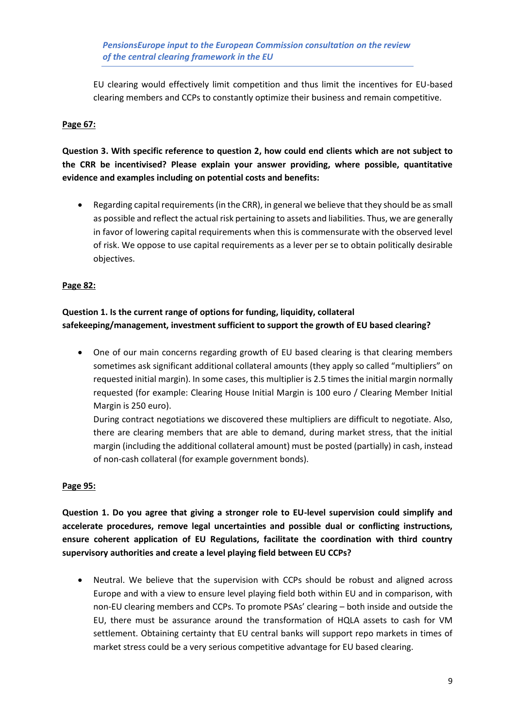EU clearing would effectively limit competition and thus limit the incentives for EU-based clearing members and CCPs to constantly optimize their business and remain competitive.

**Page 67:**

**Question 3. With specific reference to question 2, how could end clients which are not subject to the CRR be incentivised? Please explain your answer providing, where possible, quantitative evidence and examples including on potential costs and benefits:**

- Regarding capital requirements (in the CRR), in general we believe that they should be as small as possible and reflect the actual risk pertaining to assets and liabilities. Thus, we are generally in favor of lowering capital requirements when this is commensurate with the observed level of risk. We oppose to use capital requirements as a lever per se to obtain politically desirable objectives.

**Page 82:**

**Question 1. Is the current range of options for funding, liquidity, collateral safekeeping/management, investment sufficient to support the growth of EU based clearing?**

- One of our main concerns regarding growth of EU based clearing is that clearing members sometimes ask significant additional collateral amounts (they apply so called "multipliers" on requested initial margin). In some cases, this multiplier is 2.5 times the initial margin normally requested (for example: Clearing House Initial Margin is 100 euro / Clearing Member Initial Margin is 250 euro).
  During contract negotiations we discovered these multipliers are difficult to negotiate. Also, there are clearing members that are able to demand, during market stress, that the initial margin (including the additional collateral amount) must be posted (partially) in cash, instead of non-cash collateral (for example government bonds).

**Page 95:**

**Question 1. Do you agree that giving a stronger role to EU-level supervision could simplify and accelerate procedures, remove legal uncertainties and possible dual or conflicting instructions, ensure coherent application of EU Regulations, facilitate the coordination with third country supervisory authorities and create a level playing field between EU CCPs?**

- Neutral. We believe that the supervision with CCPs should be robust and aligned across Europe and with a view to ensure level playing field both within EU and in comparison, with non-EU clearing members and CCPs. To promote PSAs' clearing – both inside and outside the EU, there must be assurance around the transformation of HQLA assets to cash for VM settlement. Obtaining certainty that EU central banks will support repo markets in times of market stress could be a very serious competitive advantage for EU based clearing.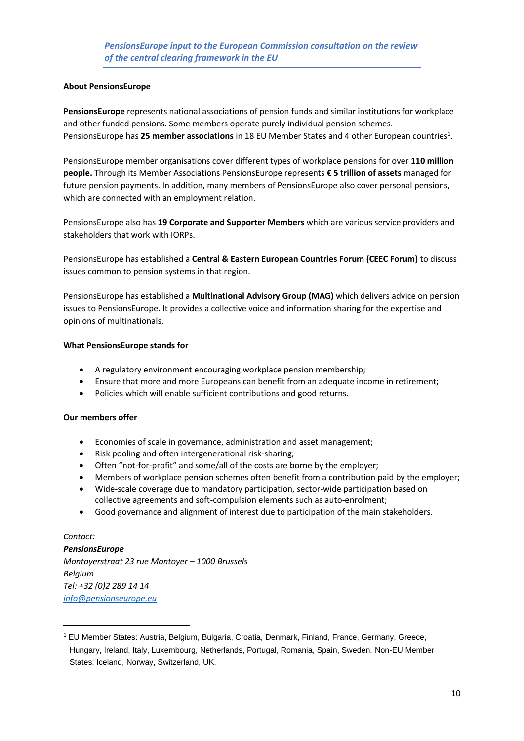*PensionsEurope input to the European Commission consultation on the review of the central clearing framework in the EU*

## About PensionsEurope

**PensionsEurope** represents national associations of pension funds and similar institutions for workplace and other funded pensions. Some members operate purely individual pension schemes. PensionsEurope has **25 member associations** in 18 EU Member States and 4 other European countries[1].

PensionsEurope member organisations cover different types of workplace pensions for over **110 million people.** Through its Member Associations PensionsEurope represents **€ 5 trillion of assets** managed for future pension payments. In addition, many members of PensionsEurope also cover personal pensions, which are connected with an employment relation.

PensionsEurope also has **19 Corporate and Supporter Members** which are various service providers and stakeholders that work with IORPs.

PensionsEurope has established a **Central & Eastern European Countries Forum (CEEC Forum)** to discuss issues common to pension systems in that region.

PensionsEurope has established a **Multinational Advisory Group (MAG)** which delivers advice on pension issues to PensionsEurope. It provides a collective voice and information sharing for the expertise and opinions of multinationals.

## What PensionsEurope stands for

- A regulatory environment encouraging workplace pension membership;
- Ensure that more and more Europeans can benefit from an adequate income in retirement;
- Policies which will enable sufficient contributions and good returns.

## Our members offer

- Economies of scale in governance, administration and asset management;
- Risk pooling and often intergenerational risk-sharing;
- Often "not-for-profit" and some/all of the costs are borne by the employer;
- Members of workplace pension schemes often benefit from a contribution paid by the employer;
- Wide-scale coverage due to mandatory participation, sector-wide participation based on collective agreements and soft-compulsion elements such as auto-enrolment;
- Good governance and alignment of interest due to participation of the main stakeholders.

*Contact:*
***PensionsEurope***
*Montoyerstraat 23 rue Montoyer – 1000 Brussels*
*Belgium*
*Tel: +32 (0)2 289 14 14*
*info@pensionseurope.eu*

---

[1] EU Member States: Austria, Belgium, Bulgaria, Croatia, Denmark, Finland, France, Germany, Greece, Hungary, Ireland, Italy, Luxembourg, Netherlands, Portugal, Romania, Spain, Sweden. Non-EU Member States: Iceland, Norway, Switzerland, UK.